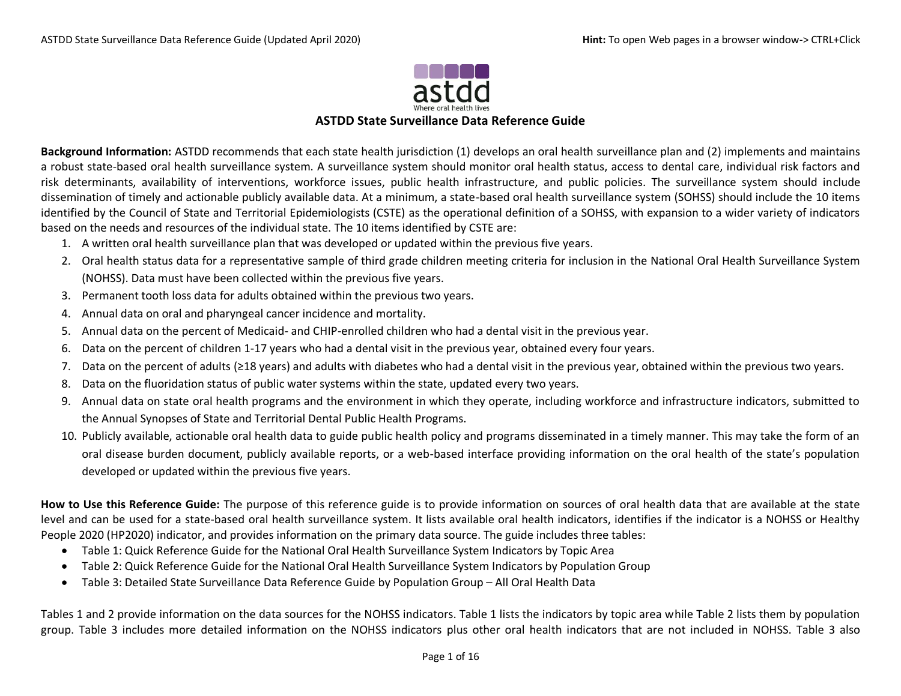astdd

Where oral health lives

# ASTDD State Surveillance Data Reference Guide

**Background Information:** ASTDD recommends that each state health jurisdiction (1) develops an oral health surveillance plan and (2) implements and maintains a robust state-based oral health surveillance system. A surveillance system should monitor oral health status, access to dental care, individual risk factors and risk determinants, availability of interventions, workforce issues, public health infrastructure, and public policies. The surveillance system should include dissemination of timely and actionable publicly available data. At a minimum, a state-based oral health surveillance system (SOHSS) should include the 10 items identified by the Council of State and Territorial Epidemiologists (CSTE) as the operational definition of a SOHSS, with expansion to a wider variety of indicators based on the needs and resources of the individual state. The 10 items identified by CSTE are:

1. A written oral health surveillance plan that was developed or updated within the previous five years.
2. Oral health status data for a representative sample of third grade children meeting criteria for inclusion in the National Oral Health Surveillance System (NOHSS). Data must have been collected within the previous five years.
3. Permanent tooth loss data for adults obtained within the previous two years.
4. Annual data on oral and pharyngeal cancer incidence and mortality.
5. Annual data on the percent of Medicaid- and CHIP-enrolled children who had a dental visit in the previous year.
6. Data on the percent of children 1-17 years who had a dental visit in the previous year, obtained every four years.
7. Data on the percent of adults (≥18 years) and adults with diabetes who had a dental visit in the previous year, obtained within the previous two years.
8. Data on the fluoridation status of public water systems within the state, updated every two years.
9. Annual data on state oral health programs and the environment in which they operate, including workforce and infrastructure indicators, submitted to the Annual Synopses of State and Territorial Dental Public Health Programs.
10. Publicly available, actionable oral health data to guide public health policy and programs disseminated in a timely manner. This may take the form of an oral disease burden document, publicly available reports, or a web-based interface providing information on the oral health of the state's population developed or updated within the previous five years.

**How to Use this Reference Guide:** The purpose of this reference guide is to provide information on sources of oral health data that are available at the state level and can be used for a state-based oral health surveillance system. It lists available oral health indicators, identifies if the indicator is a NOHSS or Healthy People 2020 (HP2020) indicator, and provides information on the primary data source. The guide includes three tables:

- Table 1: Quick Reference Guide for the National Oral Health Surveillance System Indicators by Topic Area
- Table 2: Quick Reference Guide for the National Oral Health Surveillance System Indicators by Population Group
- Table 3: Detailed State Surveillance Data Reference Guide by Population Group – All Oral Health Data

Tables 1 and 2 provide information on the data sources for the NOHSS indicators. Table 1 lists the indicators by topic area while Table 2 lists them by population group. Table 3 includes more detailed information on the NOHSS indicators plus other oral health indicators that are not included in NOHSS. Table 3 also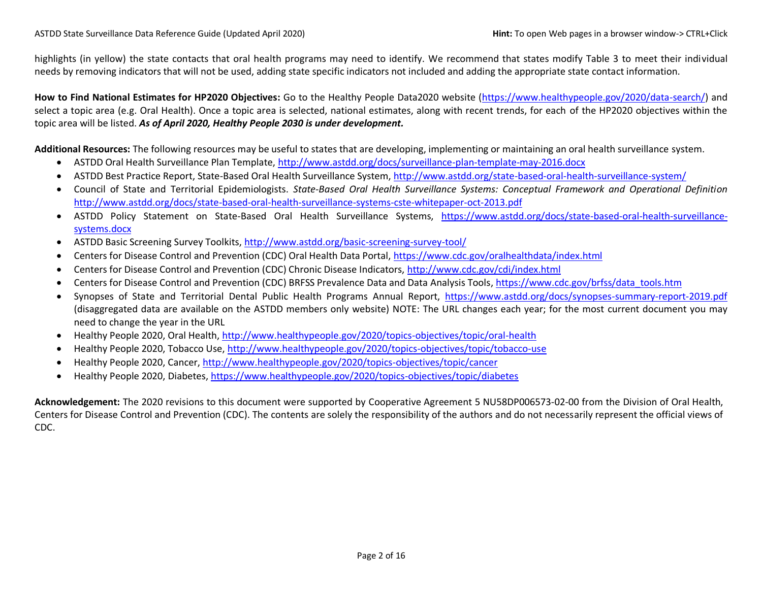highlights (in yellow) the state contacts that oral health programs may need to identify. We recommend that states modify Table 3 to meet their individual needs by removing indicators that will not be used, adding state specific indicators not included and adding the appropriate state contact information.

**How to Find National Estimates for HP2020 Objectives:** Go to the Healthy People Data2020 website (https://www.healthypeople.gov/2020/data-search/) and select a topic area (e.g. Oral Health). Once a topic area is selected, national estimates, along with recent trends, for each of the HP2020 objectives within the topic area will be listed. ***As of April 2020, Healthy People 2030 is under development.***

**Additional Resources:** The following resources may be useful to states that are developing, implementing or maintaining an oral health surveillance system.

- ASTDD Oral Health Surveillance Plan Template, http://www.astdd.org/docs/surveillance-plan-template-may-2016.docx
- ASTDD Best Practice Report, State-Based Oral Health Surveillance System, http://www.astdd.org/state-based-oral-health-surveillance-system/
- Council of State and Territorial Epidemiologists. *State-Based Oral Health Surveillance Systems: Conceptual Framework and Operational Definition* http://www.astdd.org/docs/state-based-oral-health-surveillance-systems-cste-whitepaper-oct-2013.pdf
- ASTDD Policy Statement on State-Based Oral Health Surveillance Systems, https://www.astdd.org/docs/state-based-oral-health-surveillance-systems.docx
- ASTDD Basic Screening Survey Toolkits, http://www.astdd.org/basic-screening-survey-tool/
- Centers for Disease Control and Prevention (CDC) Oral Health Data Portal, https://www.cdc.gov/oralhealthdata/index.html
- Centers for Disease Control and Prevention (CDC) Chronic Disease Indicators, http://www.cdc.gov/cdi/index.html
- Centers for Disease Control and Prevention (CDC) BRFSS Prevalence Data and Data Analysis Tools, https://www.cdc.gov/brfss/data_tools.htm
- Synopses of State and Territorial Dental Public Health Programs Annual Report, https://www.astdd.org/docs/synopses-summary-report-2019.pdf (disaggregated data are available on the ASTDD members only website) NOTE: The URL changes each year; for the most current document you may need to change the year in the URL
- Healthy People 2020, Oral Health, http://www.healthypeople.gov/2020/topics-objectives/topic/oral-health
- Healthy People 2020, Tobacco Use, http://www.healthypeople.gov/2020/topics-objectives/topic/tobacco-use
- Healthy People 2020, Cancer, http://www.healthypeople.gov/2020/topics-objectives/topic/cancer
- Healthy People 2020, Diabetes, https://www.healthypeople.gov/2020/topics-objectives/topic/diabetes

**Acknowledgement:** The 2020 revisions to this document were supported by Cooperative Agreement 5 NU58DP006573-02-00 from the Division of Oral Health, Centers for Disease Control and Prevention (CDC). The contents are solely the responsibility of the authors and do not necessarily represent the official views of CDC.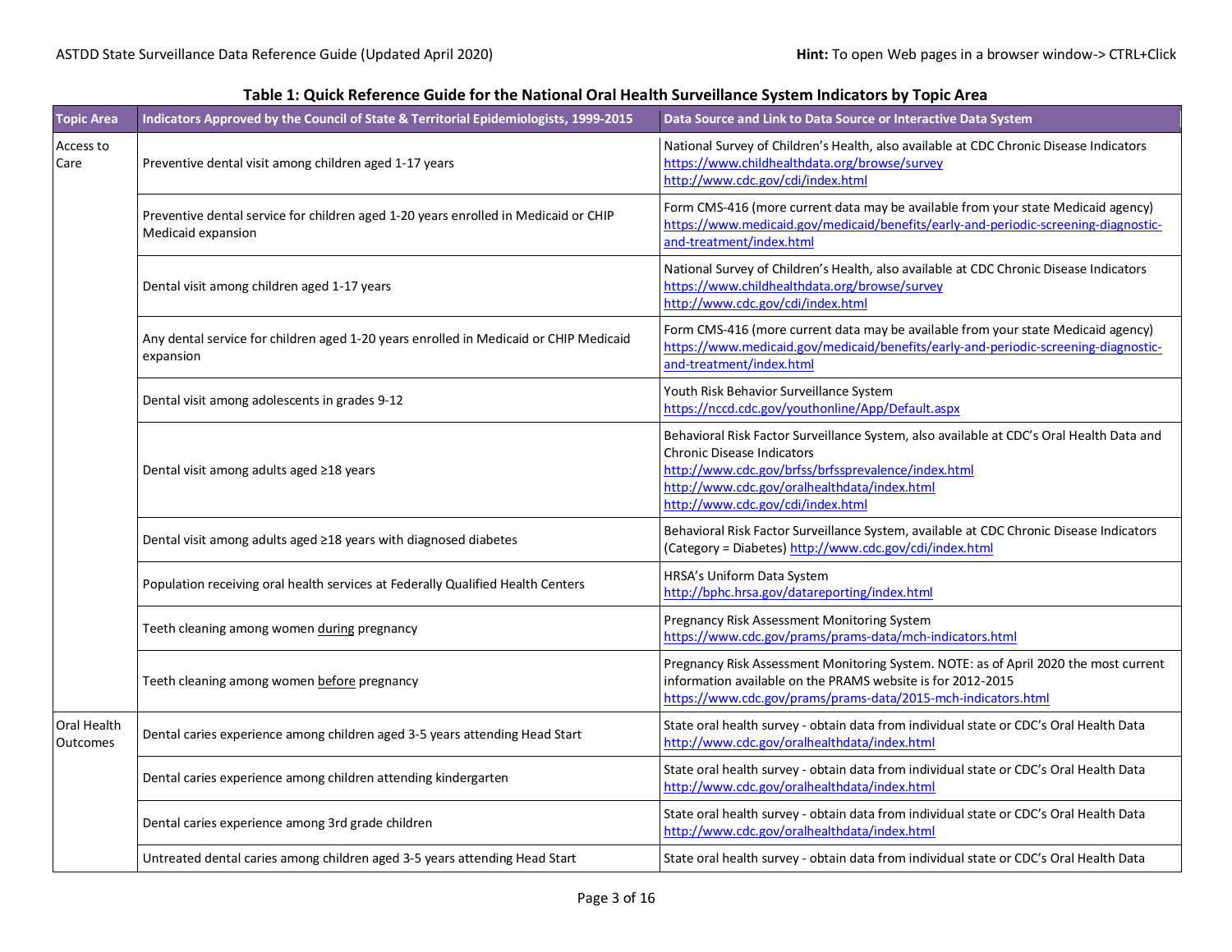**Table 1: Quick Reference Guide for the National Oral Health Surveillance System Indicators by Topic Area**

| Topic Area | Indicators Approved by the Council of State & Territorial Epidemiologists, 1999-2015 | Data Source and Link to Data Source or Interactive Data System |
|---|---|---|
| Access to Care | Preventive dental visit among children aged 1-17 years | National Survey of Children's Health, also available at CDC Chronic Disease Indicators https://www.childhealthdata.org/browse/survey http://www.cdc.gov/cdi/index.html |
| | Preventive dental service for children aged 1-20 years enrolled in Medicaid or CHIP Medicaid expansion | Form CMS-416 (more current data may be available from your state Medicaid agency) https://www.medicaid.gov/medicaid/benefits/early-and-periodic-screening-diagnostic-and-treatment/index.html |
| | Dental visit among children aged 1-17 years | National Survey of Children's Health, also available at CDC Chronic Disease Indicators https://www.childhealthdata.org/browse/survey http://www.cdc.gov/cdi/index.html |
| | Any dental service for children aged 1-20 years enrolled in Medicaid or CHIP Medicaid expansion | Form CMS-416 (more current data may be available from your state Medicaid agency) https://www.medicaid.gov/medicaid/benefits/early-and-periodic-screening-diagnostic-and-treatment/index.html |
| | Dental visit among adolescents in grades 9-12 | Youth Risk Behavior Surveillance System https://nccd.cdc.gov/youthonline/App/Default.aspx |
| | Dental visit among adults aged ≥18 years | Behavioral Risk Factor Surveillance System, also available at CDC's Oral Health Data and Chronic Disease Indicators http://www.cdc.gov/brfss/brfssprevalence/index.html http://www.cdc.gov/oralhealthdata/index.html http://www.cdc.gov/cdi/index.html |
| | Dental visit among adults aged ≥18 years with diagnosed diabetes | Behavioral Risk Factor Surveillance System, available at CDC Chronic Disease Indicators (Category = Diabetes) http://www.cdc.gov/cdi/index.html |
| | Population receiving oral health services at Federally Qualified Health Centers | HRSA's Uniform Data System http://bphc.hrsa.gov/datareporting/index.html |
| | Teeth cleaning among women during pregnancy | Pregnancy Risk Assessment Monitoring System https://www.cdc.gov/prams/prams-data/mch-indicators.html |
| | Teeth cleaning among women before pregnancy | Pregnancy Risk Assessment Monitoring System. NOTE: as of April 2020 the most current information available on the PRAMS website is for 2012-2015 https://www.cdc.gov/prams/prams-data/2015-mch-indicators.html |
| Oral Health Outcomes | Dental caries experience among children aged 3-5 years attending Head Start | State oral health survey - obtain data from individual state or CDC's Oral Health Data http://www.cdc.gov/oralhealthdata/index.html |
| | Dental caries experience among children attending kindergarten | State oral health survey - obtain data from individual state or CDC's Oral Health Data http://www.cdc.gov/oralhealthdata/index.html |
| | Dental caries experience among 3rd grade children | State oral health survey - obtain data from individual state or CDC's Oral Health Data http://www.cdc.gov/oralhealthdata/index.html |
| | Untreated dental caries among children aged 3-5 years attending Head Start | State oral health survey - obtain data from individual state or CDC's Oral Health Data |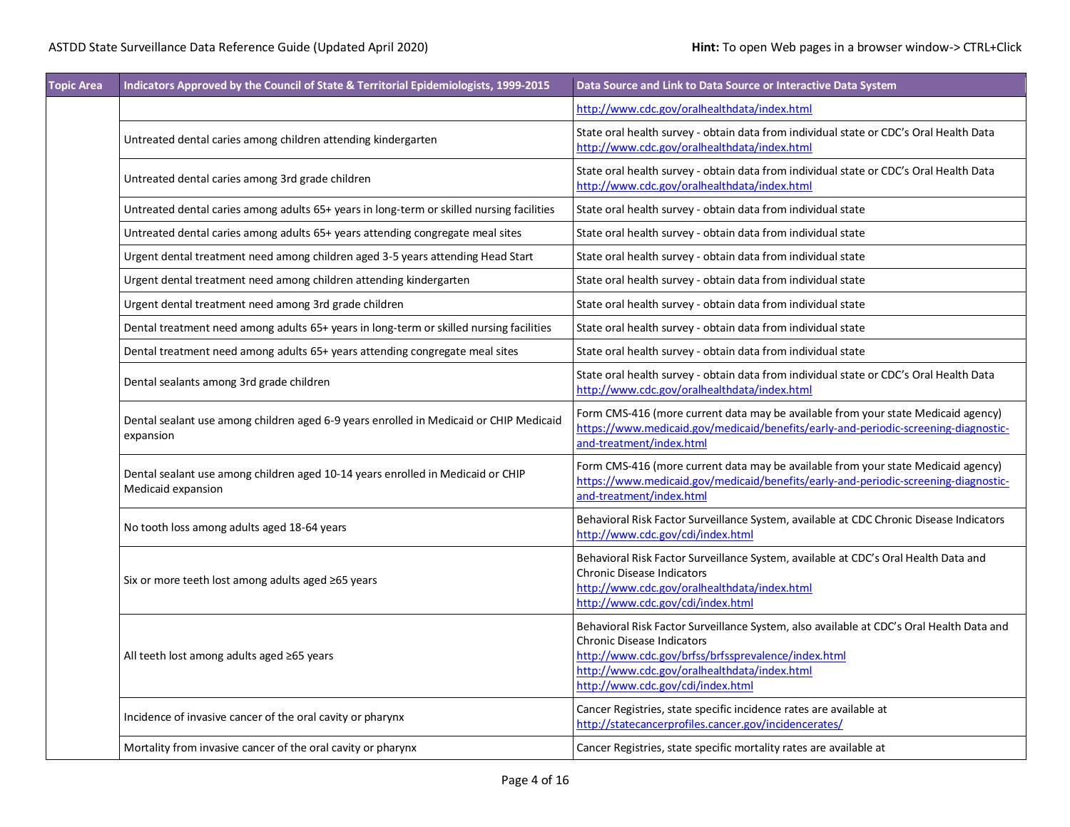| Topic Area | Indicators Approved by the Council of State & Territorial Epidemiologists, 1999-2015 | Data Source and Link to Data Source or Interactive Data System |
|---|---|---|
| | | http://www.cdc.gov/oralhealthdata/index.html |
| | Untreated dental caries among children attending kindergarten | State oral health survey - obtain data from individual state or CDC's Oral Health Data http://www.cdc.gov/oralhealthdata/index.html |
| | Untreated dental caries among 3rd grade children | State oral health survey - obtain data from individual state or CDC's Oral Health Data http://www.cdc.gov/oralhealthdata/index.html |
| | Untreated dental caries among adults 65+ years in long-term or skilled nursing facilities | State oral health survey - obtain data from individual state |
| | Untreated dental caries among adults 65+ years attending congregate meal sites | State oral health survey - obtain data from individual state |
| | Urgent dental treatment need among children aged 3-5 years attending Head Start | State oral health survey - obtain data from individual state |
| | Urgent dental treatment need among children attending kindergarten | State oral health survey - obtain data from individual state |
| | Urgent dental treatment need among 3rd grade children | State oral health survey - obtain data from individual state |
| | Dental treatment need among adults 65+ years in long-term or skilled nursing facilities | State oral health survey - obtain data from individual state |
| | Dental treatment need among adults 65+ years attending congregate meal sites | State oral health survey - obtain data from individual state |
| | Dental sealants among 3rd grade children | State oral health survey - obtain data from individual state or CDC's Oral Health Data http://www.cdc.gov/oralhealthdata/index.html |
| | Dental sealant use among children aged 6-9 years enrolled in Medicaid or CHIP Medicaid expansion | Form CMS-416 (more current data may be available from your state Medicaid agency) https://www.medicaid.gov/medicaid/benefits/early-and-periodic-screening-diagnostic-and-treatment/index.html |
| | Dental sealant use among children aged 10-14 years enrolled in Medicaid or CHIP Medicaid expansion | Form CMS-416 (more current data may be available from your state Medicaid agency) https://www.medicaid.gov/medicaid/benefits/early-and-periodic-screening-diagnostic-and-treatment/index.html |
| | No tooth loss among adults aged 18-64 years | Behavioral Risk Factor Surveillance System, available at CDC Chronic Disease Indicators http://www.cdc.gov/cdi/index.html |
| | Six or more teeth lost among adults aged ≥65 years | Behavioral Risk Factor Surveillance System, available at CDC's Oral Health Data and Chronic Disease Indicators http://www.cdc.gov/oralhealthdata/index.html http://www.cdc.gov/cdi/index.html |
| | All teeth lost among adults aged ≥65 years | Behavioral Risk Factor Surveillance System, also available at CDC's Oral Health Data and Chronic Disease Indicators http://www.cdc.gov/brfss/brfssprevalence/index.html http://www.cdc.gov/oralhealthdata/index.html http://www.cdc.gov/cdi/index.html |
| | Incidence of invasive cancer of the oral cavity or pharynx | Cancer Registries, state specific incidence rates are available at http://statecancerprofiles.cancer.gov/incidencerates/ |
| | Mortality from invasive cancer of the oral cavity or pharynx | Cancer Registries, state specific mortality rates are available at |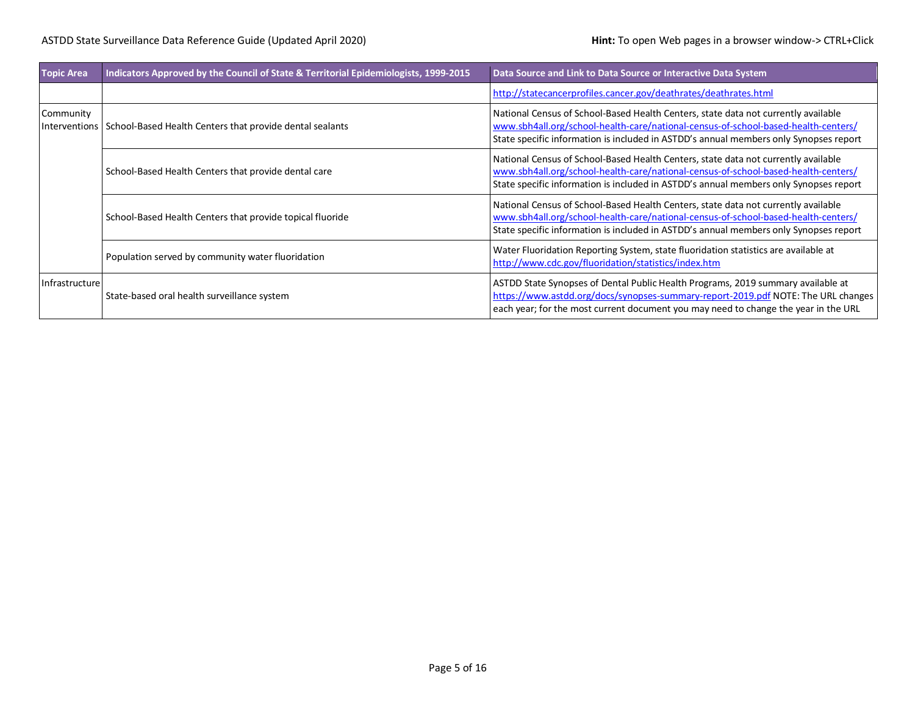| Topic Area | Indicators Approved by the Council of State & Territorial Epidemiologists, 1999-2015 | Data Source and Link to Data Source or Interactive Data System |
|---|---|---|
| | | http://statecancerprofiles.cancer.gov/deathrates/deathrates.html |
| Community Interventions | School-Based Health Centers that provide dental sealants | National Census of School-Based Health Centers, state data not currently available www.sbh4all.org/school-health-care/national-census-of-school-based-health-centers/ State specific information is included in ASTDD's annual members only Synopses report |
| | School-Based Health Centers that provide dental care | National Census of School-Based Health Centers, state data not currently available www.sbh4all.org/school-health-care/national-census-of-school-based-health-centers/ State specific information is included in ASTDD's annual members only Synopses report |
| | School-Based Health Centers that provide topical fluoride | National Census of School-Based Health Centers, state data not currently available www.sbh4all.org/school-health-care/national-census-of-school-based-health-centers/ State specific information is included in ASTDD's annual members only Synopses report |
| | Population served by community water fluoridation | Water Fluoridation Reporting System, state fluoridation statistics are available at http://www.cdc.gov/fluoridation/statistics/index.htm |
| Infrastructure | State-based oral health surveillance system | ASTDD State Synopses of Dental Public Health Programs, 2019 summary available at https://www.astdd.org/docs/synopses-summary-report-2019.pdf NOTE: The URL changes each year; for the most current document you may need to change the year in the URL |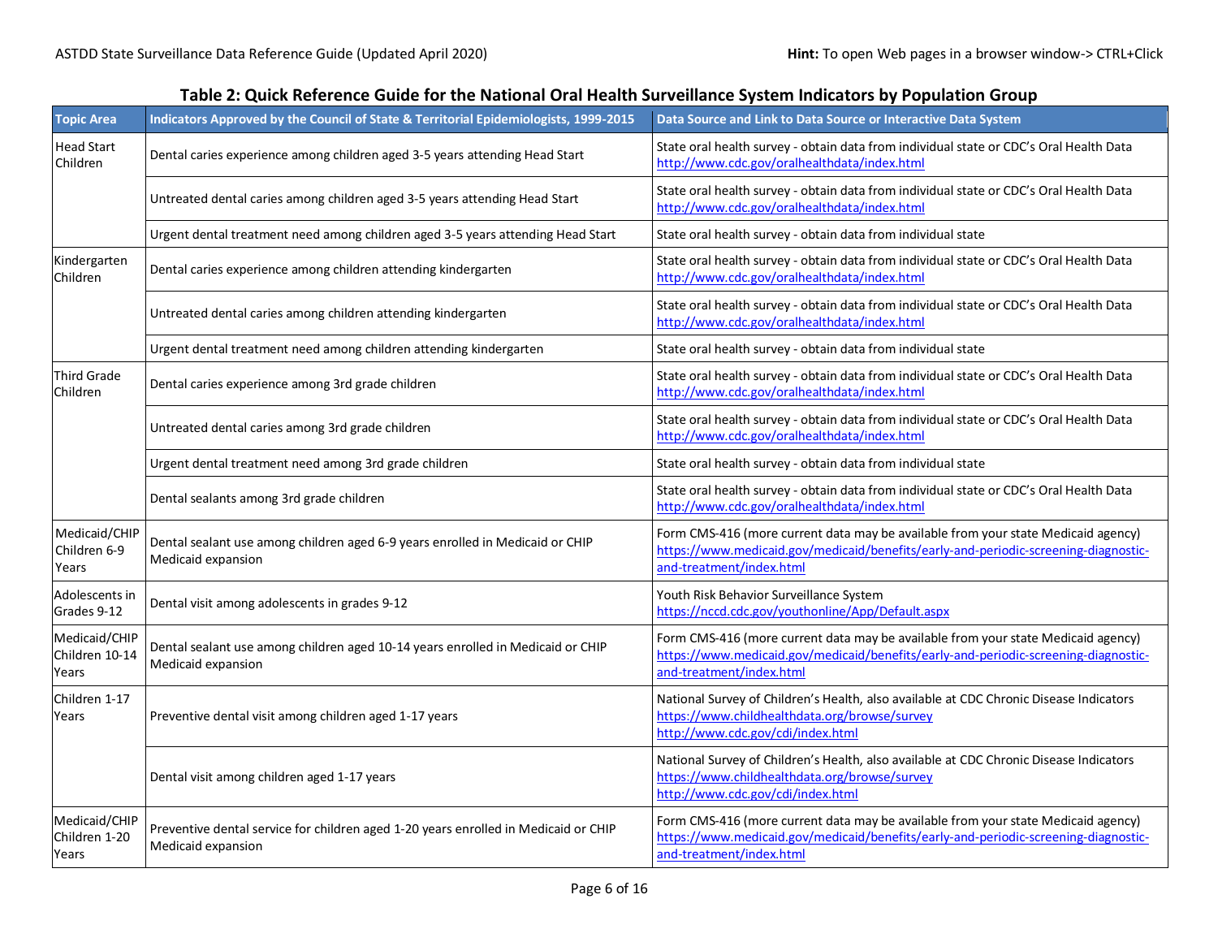## Table 2: Quick Reference Guide for the National Oral Health Surveillance System Indicators by Population Group

| Topic Area | Indicators Approved by the Council of State & Territorial Epidemiologists, 1999-2015 | Data Source and Link to Data Source or Interactive Data System |
|---|---|---|
| Head Start Children | Dental caries experience among children aged 3-5 years attending Head Start | State oral health survey - obtain data from individual state or CDC's Oral Health Data http://www.cdc.gov/oralhealthdata/index.html |
| | Untreated dental caries among children aged 3-5 years attending Head Start | State oral health survey - obtain data from individual state or CDC's Oral Health Data http://www.cdc.gov/oralhealthdata/index.html |
| | Urgent dental treatment need among children aged 3-5 years attending Head Start | State oral health survey - obtain data from individual state |
| Kindergarten Children | Dental caries experience among children attending kindergarten | State oral health survey - obtain data from individual state or CDC's Oral Health Data http://www.cdc.gov/oralhealthdata/index.html |
| | Untreated dental caries among children attending kindergarten | State oral health survey - obtain data from individual state or CDC's Oral Health Data http://www.cdc.gov/oralhealthdata/index.html |
| | Urgent dental treatment need among children attending kindergarten | State oral health survey - obtain data from individual state |
| Third Grade Children | Dental caries experience among 3rd grade children | State oral health survey - obtain data from individual state or CDC's Oral Health Data http://www.cdc.gov/oralhealthdata/index.html |
| | Untreated dental caries among 3rd grade children | State oral health survey - obtain data from individual state or CDC's Oral Health Data http://www.cdc.gov/oralhealthdata/index.html |
| | Urgent dental treatment need among 3rd grade children | State oral health survey - obtain data from individual state |
| | Dental sealants among 3rd grade children | State oral health survey - obtain data from individual state or CDC's Oral Health Data http://www.cdc.gov/oralhealthdata/index.html |
| Medicaid/CHIP Children 6-9 Years | Dental sealant use among children aged 6-9 years enrolled in Medicaid or CHIP Medicaid expansion | Form CMS-416 (more current data may be available from your state Medicaid agency) https://www.medicaid.gov/medicaid/benefits/early-and-periodic-screening-diagnostic-and-treatment/index.html |
| Adolescents in Grades 9-12 | Dental visit among adolescents in grades 9-12 | Youth Risk Behavior Surveillance System https://nccd.cdc.gov/youthonline/App/Default.aspx |
| Medicaid/CHIP Children 10-14 Years | Dental sealant use among children aged 10-14 years enrolled in Medicaid or CHIP Medicaid expansion | Form CMS-416 (more current data may be available from your state Medicaid agency) https://www.medicaid.gov/medicaid/benefits/early-and-periodic-screening-diagnostic-and-treatment/index.html |
| Children 1-17 Years | Preventive dental visit among children aged 1-17 years | National Survey of Children's Health, also available at CDC Chronic Disease Indicators https://www.childhealthdata.org/browse/survey http://www.cdc.gov/cdi/index.html |
| | Dental visit among children aged 1-17 years | National Survey of Children's Health, also available at CDC Chronic Disease Indicators https://www.childhealthdata.org/browse/survey http://www.cdc.gov/cdi/index.html |
| Medicaid/CHIP Children 1-20 Years | Preventive dental service for children aged 1-20 years enrolled in Medicaid or CHIP Medicaid expansion | Form CMS-416 (more current data may be available from your state Medicaid agency) https://www.medicaid.gov/medicaid/benefits/early-and-periodic-screening-diagnostic-and-treatment/index.html |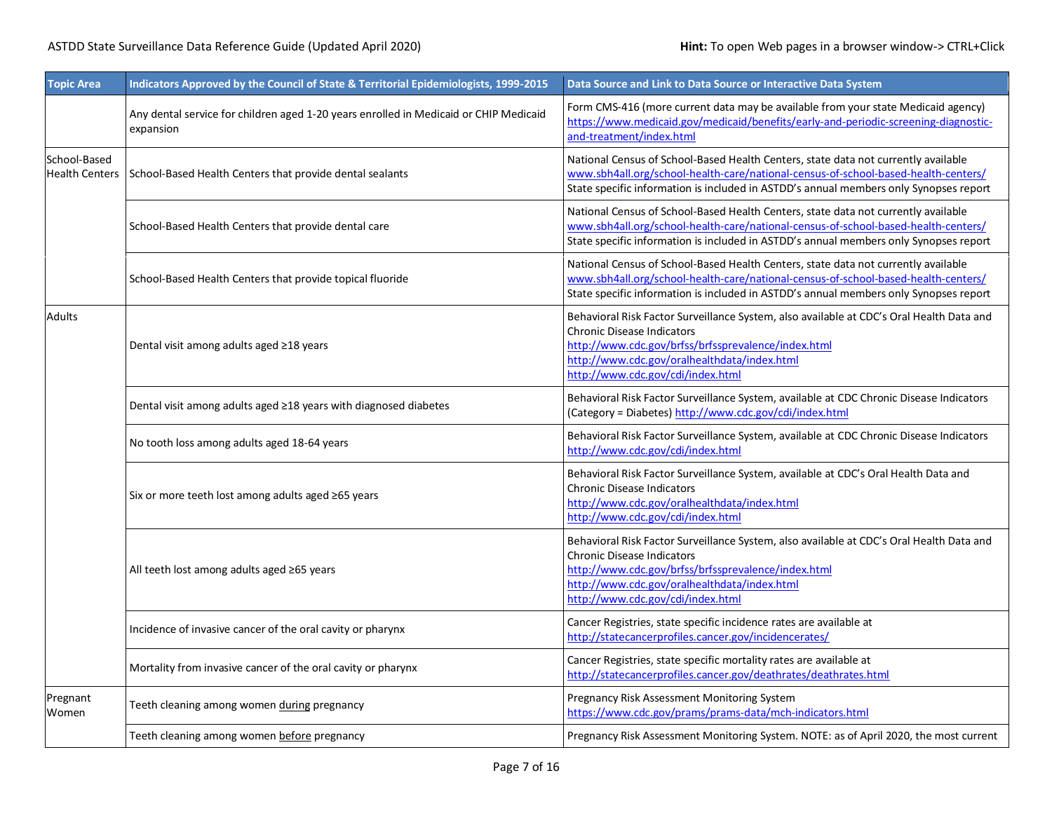| Topic Area | Indicators Approved by the Council of State & Territorial Epidemiologists, 1999-2015 | Data Source and Link to Data Source or Interactive Data System |
|---|---|---|
| | Any dental service for children aged 1-20 years enrolled in Medicaid or CHIP Medicaid expansion | Form CMS-416 (more current data may be available from your state Medicaid agency) https://www.medicaid.gov/medicaid/benefits/early-and-periodic-screening-diagnostic-and-treatment/index.html |
| School-Based Health Centers | School-Based Health Centers that provide dental sealants | National Census of School-Based Health Centers, state data not currently available www.sbh4all.org/school-health-care/national-census-of-school-based-health-centers/ State specific information is included in ASTDD's annual members only Synopses report |
| | School-Based Health Centers that provide dental care | National Census of School-Based Health Centers, state data not currently available www.sbh4all.org/school-health-care/national-census-of-school-based-health-centers/ State specific information is included in ASTDD's annual members only Synopses report |
| | School-Based Health Centers that provide topical fluoride | National Census of School-Based Health Centers, state data not currently available www.sbh4all.org/school-health-care/national-census-of-school-based-health-centers/ State specific information is included in ASTDD's annual members only Synopses report |
| Adults | Dental visit among adults aged ≥18 years | Behavioral Risk Factor Surveillance System, also available at CDC's Oral Health Data and Chronic Disease Indicators http://www.cdc.gov/brfss/brfssprevalence/index.html http://www.cdc.gov/oralhealthdata/index.html http://www.cdc.gov/cdi/index.html |
| | Dental visit among adults aged ≥18 years with diagnosed diabetes | Behavioral Risk Factor Surveillance System, available at CDC Chronic Disease Indicators (Category = Diabetes) http://www.cdc.gov/cdi/index.html |
| | No tooth loss among adults aged 18-64 years | Behavioral Risk Factor Surveillance System, available at CDC Chronic Disease Indicators http://www.cdc.gov/cdi/index.html |
| | Six or more teeth lost among adults aged ≥65 years | Behavioral Risk Factor Surveillance System, available at CDC's Oral Health Data and Chronic Disease Indicators http://www.cdc.gov/oralhealthdata/index.html http://www.cdc.gov/cdi/index.html |
| | All teeth lost among adults aged ≥65 years | Behavioral Risk Factor Surveillance System, also available at CDC's Oral Health Data and Chronic Disease Indicators http://www.cdc.gov/brfss/brfssprevalence/index.html http://www.cdc.gov/oralhealthdata/index.html http://www.cdc.gov/cdi/index.html |
| | Incidence of invasive cancer of the oral cavity or pharynx | Cancer Registries, state specific incidence rates are available at http://statecancerprofiles.cancer.gov/incidencerates/ |
| | Mortality from invasive cancer of the oral cavity or pharynx | Cancer Registries, state specific mortality rates are available at http://statecancerprofiles.cancer.gov/deathrates/deathrates.html |
| Pregnant Women | Teeth cleaning among women during pregnancy | Pregnancy Risk Assessment Monitoring System https://www.cdc.gov/prams/prams-data/mch-indicators.html |
| | Teeth cleaning among women before pregnancy | Pregnancy Risk Assessment Monitoring System. NOTE: as of April 2020, the most current |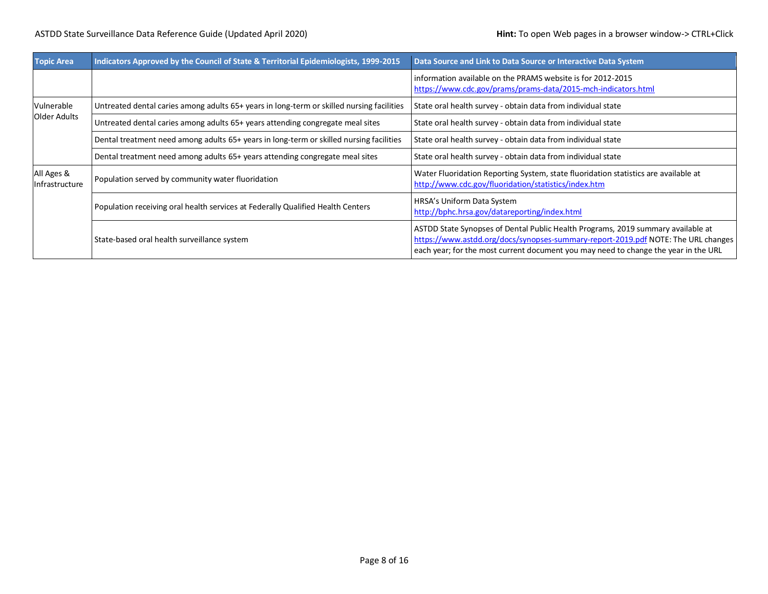| Topic Area | Indicators Approved by the Council of State & Territorial Epidemiologists, 1999-2015 | Data Source and Link to Data Source or Interactive Data System |
|---|---|---|
| | | information available on the PRAMS website is for 2012-2015 https://www.cdc.gov/prams/prams-data/2015-mch-indicators.html |
| Vulnerable Older Adults | Untreated dental caries among adults 65+ years in long-term or skilled nursing facilities | State oral health survey - obtain data from individual state |
| | Untreated dental caries among adults 65+ years attending congregate meal sites | State oral health survey - obtain data from individual state |
| | Dental treatment need among adults 65+ years in long-term or skilled nursing facilities | State oral health survey - obtain data from individual state |
| | Dental treatment need among adults 65+ years attending congregate meal sites | State oral health survey - obtain data from individual state |
| All Ages & Infrastructure | Population served by community water fluoridation | Water Fluoridation Reporting System, state fluoridation statistics are available at http://www.cdc.gov/fluoridation/statistics/index.htm |
| | Population receiving oral health services at Federally Qualified Health Centers | HRSA's Uniform Data System http://bphc.hrsa.gov/datareporting/index.html |
| | State-based oral health surveillance system | ASTDD State Synopses of Dental Public Health Programs, 2019 summary available at https://www.astdd.org/docs/synopses-summary-report-2019.pdf NOTE: The URL changes each year; for the most current document you may need to change the year in the URL |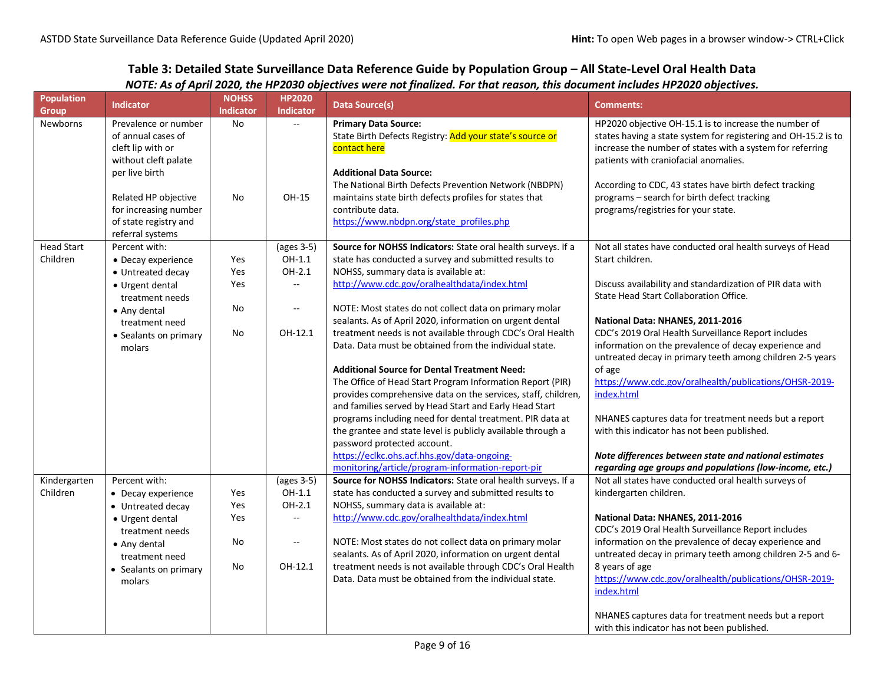## Table 3: Detailed State Surveillance Data Reference Guide by Population Group – All State-Level Oral Health Data

***NOTE: As of April 2020, the HP2030 objectives were not finalized. For that reason, this document includes HP2020 objectives.***

| Population Group | Indicator | NOHSS Indicator | HP2020 Indicator | Data Source(s) | Comments: |
|---|---|---|---|---|---|
| Newborns | Prevalence or number of annual cases of cleft lip with or without cleft palate per live birth<br><br>Related HP objective for increasing number of state registry and referral systems | No<br><br><br><br>No | --<br><br><br><br>OH-15 | **Primary Data Source:**<br>State Birth Defects Registry: Add your state's source or contact here<br><br>**Additional Data Source:**<br>The National Birth Defects Prevention Network (NBDPN) maintains state birth defects profiles for states that contribute data.<br>https://www.nbdpn.org/state_profiles.php | HP2020 objective OH-15.1 is to increase the number of states having a state system for registering and OH-15.2 is to increase the number of states with a system for referring patients with craniofacial anomalies.<br><br>According to CDC, 43 states have birth defect tracking programs – search for birth defect tracking programs/registries for your state. |
| Head Start Children | Percent with:<br>• Decay experience<br>• Untreated decay<br>• Urgent dental treatment needs<br>• Any dental treatment need<br>• Sealants on primary molars | <br>Yes<br>Yes<br>Yes<br><br>No<br><br>No | (ages 3-5)<br>OH-1.1<br>OH-2.1<br>--<br><br>--<br><br>OH-12.1 | **Source for NOHSS Indicators:** State oral health surveys. If a state has conducted a survey and submitted results to NOHSS, summary data is available at:<br>http://www.cdc.gov/oralhealthdata/index.html<br><br>NOTE: Most states do not collect data on primary molar sealants. As of April 2020, information on urgent dental treatment needs is not available through CDC's Oral Health Data. Data must be obtained from the individual state.<br><br>**Additional Source for Dental Treatment Need:**<br>The Office of Head Start Program Information Report (PIR) provides comprehensive data on the services, staff, children, and families served by Head Start and Early Head Start programs including need for dental treatment. PIR data at the grantee and state level is publicly available through a password protected account.<br>https://eclkc.ohs.acf.hhs.gov/data-ongoing-monitoring/article/program-information-report-pir | Not all states have conducted oral health surveys of Head Start children.<br><br>Discuss availability and standardization of PIR data with State Head Start Collaboration Office.<br><br>**National Data: NHANES, 2011-2016**<br>CDC's 2019 Oral Health Surveillance Report includes information on the prevalence of decay experience and untreated decay in primary teeth among children 2-5 years of age<br>https://www.cdc.gov/oralhealth/publications/OHSR-2019-index.html<br><br>NHANES captures data for treatment needs but a report with this indicator has not been published.<br><br>***Note differences between state and national estimates regarding age groups and populations (low-income, etc.)*** |
| Kindergarten Children | Percent with:<br>• Decay experience<br>• Untreated decay<br>• Urgent dental treatment needs<br>• Any dental treatment need<br>• Sealants on primary molars | <br>Yes<br>Yes<br>Yes<br><br>No<br><br>No | (ages 3-5)<br>OH-1.1<br>OH-2.1<br>--<br><br>--<br><br>OH-12.1 | **Source for NOHSS Indicators:** State oral health surveys. If a state has conducted a survey and submitted results to NOHSS, summary data is available at:<br>http://www.cdc.gov/oralhealthdata/index.html<br><br>NOTE: Most states do not collect data on primary molar sealants. As of April 2020, information on urgent dental treatment needs is not available through CDC's Oral Health Data. Data must be obtained from the individual state. | Not all states have conducted oral health surveys of kindergarten children.<br><br>**National Data: NHANES, 2011-2016**<br>CDC's 2019 Oral Health Surveillance Report includes information on the prevalence of decay experience and untreated decay in primary teeth among children 2-5 and 6-8 years of age<br>https://www.cdc.gov/oralhealth/publications/OHSR-2019-index.html<br><br>NHANES captures data for treatment needs but a report with this indicator has not been published. |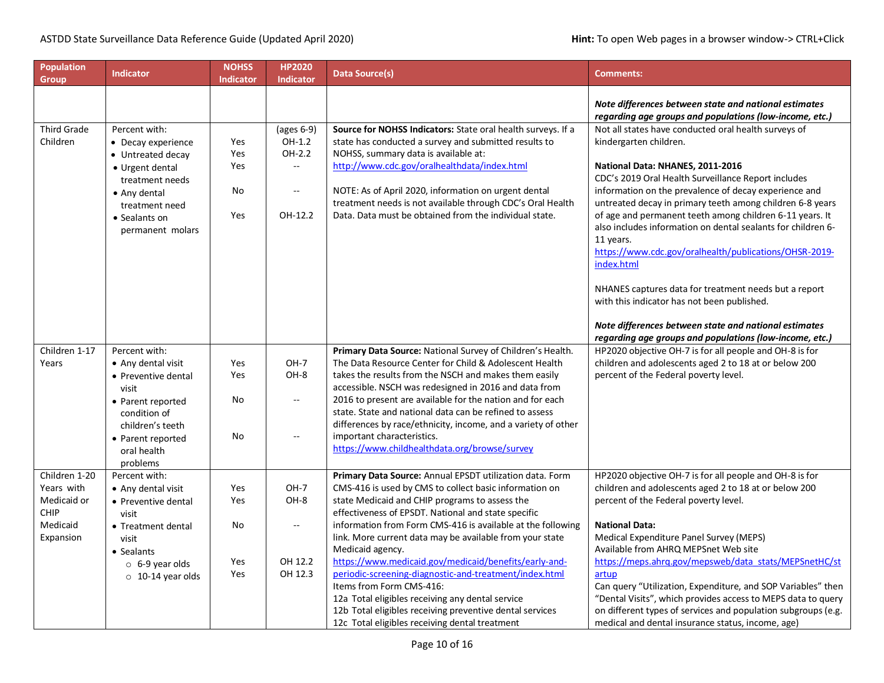| Population Group | Indicator | NOHSS Indicator | HP2020 Indicator | Data Source(s) | Comments: |
|---|---|---|---|---|---|
| | | | | | ***Note differences between state and national estimates regarding age groups and populations (low-income, etc.)*** |
| Third Grade Children | Percent with:<br>• Decay experience<br>• Untreated decay<br>• Urgent dental treatment needs<br>• Any dental treatment need<br>• Sealants on permanent molars | <br>Yes<br>Yes<br>Yes<br><br>No<br><br>Yes | (ages 6-9)<br>OH-1.2<br>OH-2.2<br>--<br><br>--<br><br>OH-12.2 | **Source for NOHSS Indicators:** State oral health surveys. If a state has conducted a survey and submitted results to NOHSS, summary data is available at: http://www.cdc.gov/oralhealthdata/index.html<br><br>NOTE: As of April 2020, information on urgent dental treatment needs is not available through CDC's Oral Health Data. Data must be obtained from the individual state. | Not all states have conducted oral health surveys of kindergarten children.<br><br>**National Data: NHANES, 2011-2016**<br>CDC's 2019 Oral Health Surveillance Report includes information on the prevalence of decay experience and untreated decay in primary teeth among children 6-8 years of age and permanent teeth among children 6-11 years. It also includes information on dental sealants for children 6-11 years.<br>https://www.cdc.gov/oralhealth/publications/OHSR-2019-index.html<br><br>NHANES captures data for treatment needs but a report with this indicator has not been published.<br><br>***Note differences between state and national estimates regarding age groups and populations (low-income, etc.)*** |
| Children 1-17 Years | Percent with:<br>• Any dental visit<br>• Preventive dental visit<br>• Parent reported condition of children's teeth<br>• Parent reported oral health problems | <br>Yes<br>Yes<br><br>No<br><br>No | <br>OH-7<br>OH-8<br><br>--<br><br>-- | **Primary Data Source:** National Survey of Children's Health. The Data Resource Center for Child & Adolescent Health takes the results from the NSCH and makes them easily accessible. NSCH was redesigned in 2016 and data from 2016 to present are available for the nation and for each state. State and national data can be refined to assess differences by race/ethnicity, income, and a variety of other important characteristics.<br>https://www.childhealthdata.org/browse/survey | HP2020 objective OH-7 is for all people and OH-8 is for children and adolescents aged 2 to 18 at or below 200 percent of the Federal poverty level. |
| Children 1-20 Years with Medicaid or CHIP Medicaid Expansion | Percent with:<br>• Any dental visit<br>• Preventive dental visit<br>• Treatment dental visit<br>• Sealants<br>○ 6-9 year olds<br>○ 10-14 year olds | <br>Yes<br>Yes<br><br>No<br><br><br>Yes<br>Yes | <br>OH-7<br>OH-8<br><br>--<br><br><br>OH 12.2<br>OH 12.3 | **Primary Data Source:** Annual EPSDT utilization data. Form CMS-416 is used by CMS to collect basic information on state Medicaid and CHIP programs to assess the effectiveness of EPSDT. National and state specific information from Form CMS-416 is available at the following link. More current data may be available from your state Medicaid agency.<br>https://www.medicaid.gov/medicaid/benefits/early-and-periodic-screening-diagnostic-and-treatment/index.html<br>Items from Form CMS-416:<br>12a Total eligibles receiving any dental service<br>12b Total eligibles receiving preventive dental services<br>12c Total eligibles receiving dental treatment | HP2020 objective OH-7 is for all people and OH-8 is for children and adolescents aged 2 to 18 at or below 200 percent of the Federal poverty level.<br><br>**National Data:**<br>Medical Expenditure Panel Survey (MEPS)<br>Available from AHRQ MEPSnet Web site<br>https://meps.ahrq.gov/mepsweb/data_stats/MEPSnetHC/startup<br>Can query "Utilization, Expenditure, and SOP Variables" then "Dental Visits", which provides access to MEPS data to query on different types of services and population subgroups (e.g. medical and dental insurance status, income, age) |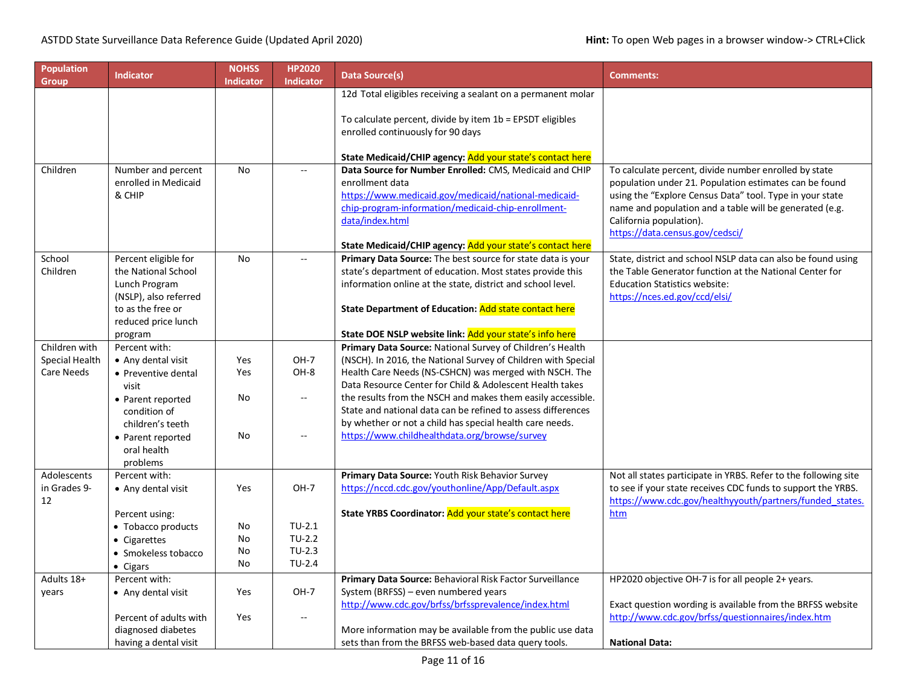| Population Group | Indicator | NOHSS Indicator | HP2020 Indicator | Data Source(s) | Comments: |
|---|---|---|---|---|---|
| | | | | 12d Total eligibles receiving a sealant on a permanent molar<br><br>To calculate percent, divide by item 1b = EPSDT eligibles enrolled continuously for 90 days<br><br>**State Medicaid/CHIP agency:** Add your state's contact here | |
| Children | Number and percent enrolled in Medicaid & CHIP | No | -- | **Data Source for Number Enrolled:** CMS, Medicaid and CHIP enrollment data https://www.medicaid.gov/medicaid/national-medicaid-chip-program-information/medicaid-chip-enrollment-data/index.html<br><br>**State Medicaid/CHIP agency:** Add your state's contact here | To calculate percent, divide number enrolled by state population under 21. Population estimates can be found using the "Explore Census Data" tool. Type in your state name and population and a table will be generated (e.g. California population). https://data.census.gov/cedsci/ |
| School Children | Percent eligible for the National School Lunch Program (NSLP), also referred to as the free or reduced price lunch program | No | -- | **Primary Data Source:** The best source for state data is your state's department of education. Most states provide this information online at the state, district and school level.<br><br>**State Department of Education:** Add state contact here<br><br>**State DOE NSLP website link:** Add your state's info here | State, district and school NSLP data can also be found using the Table Generator function at the National Center for Education Statistics website: https://nces.ed.gov/ccd/elsi/ |
| Children with Special Health Care Needs | Percent with:<br>• Any dental visit<br>• Preventive dental visit<br>• Parent reported condition of children's teeth<br>• Parent reported oral health problems | <br>Yes<br>Yes<br>No<br>No | <br>OH-7<br>OH-8<br>--<br>-- | **Primary Data Source:** National Survey of Children's Health (NSCH). In 2016, the National Survey of Children with Special Health Care Needs (NS-CSHCN) was merged with NSCH. The Data Resource Center for Child & Adolescent Health takes the results from the NSCH and makes them easily accessible. State and national data can be refined to assess differences by whether or not a child has special health care needs. https://www.childhealthdata.org/browse/survey | |
| Adolescents in Grades 9-12 | Percent with:<br>• Any dental visit<br><br>Percent using:<br>• Tobacco products<br>• Cigarettes<br>• Smokeless tobacco<br>• Cigars | <br>Yes<br><br><br>No<br>No<br>No<br>No | <br>OH-7<br><br><br>TU-2.1<br>TU-2.2<br>TU-2.3<br>TU-2.4 | **Primary Data Source:** Youth Risk Behavior Survey https://nccd.cdc.gov/youthonline/App/Default.aspx<br><br>**State YRBS Coordinator:** Add your state's contact here | Not all states participate in YRBS. Refer to the following site to see if your state receives CDC funds to support the YRBS. https://www.cdc.gov/healthyyouth/partners/funded_states.htm |
| Adults 18+ years | Percent with:<br>• Any dental visit<br><br>Percent of adults with diagnosed diabetes having a dental visit | <br>Yes<br><br>Yes | <br>OH-7<br><br>-- | **Primary Data Source:** Behavioral Risk Factor Surveillance System (BRFSS) – even numbered years http://www.cdc.gov/brfss/brfssprevalence/index.html<br><br>More information may be available from the public use data sets than from the BRFSS web-based data query tools. | HP2020 objective OH-7 is for all people 2+ years.<br><br>Exact question wording is available from the BRFSS website http://www.cdc.gov/brfss/questionnaires/index.htm<br><br>**National Data:** |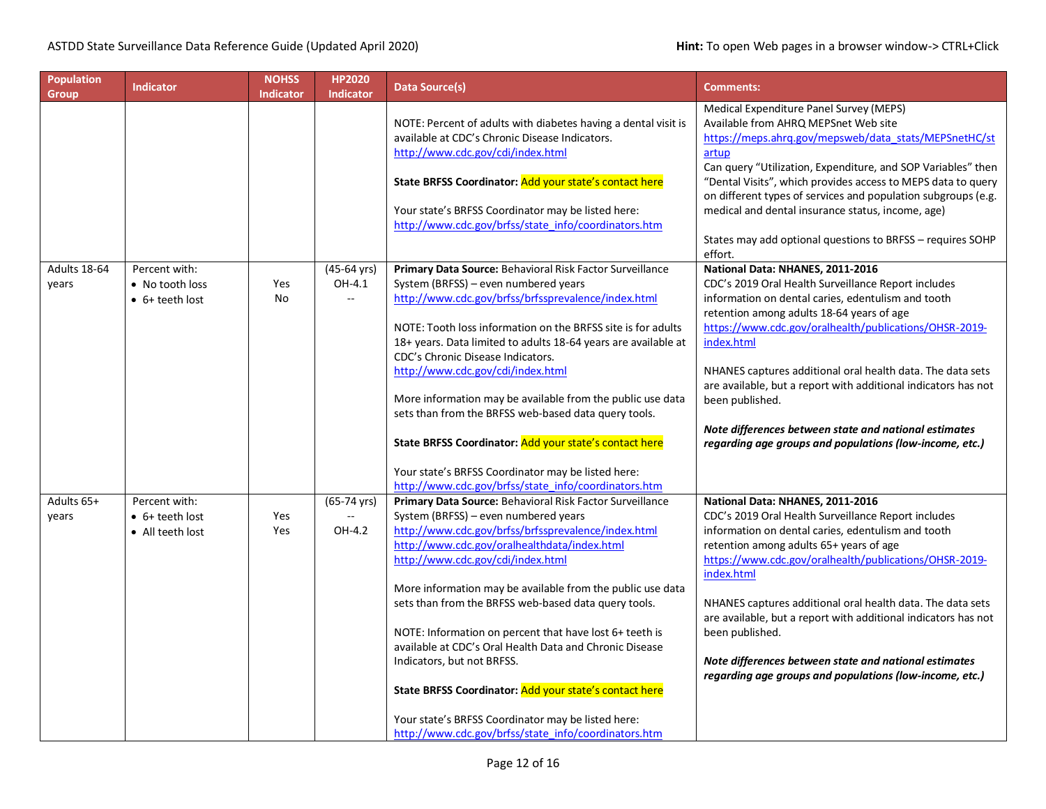| Population Group | Indicator | NOHSS Indicator | HP2020 Indicator | Data Source(s) | Comments: |
|---|---|---|---|---|---|
| | | | | NOTE: Percent of adults with diabetes having a dental visit is available at CDC's Chronic Disease Indicators. http://www.cdc.gov/cdi/index.html<br><br>**State BRFSS Coordinator:** Add your state's contact here<br><br>Your state's BRFSS Coordinator may be listed here: http://www.cdc.gov/brfss/state_info/coordinators.htm | Medical Expenditure Panel Survey (MEPS) Available from AHRQ MEPSnet Web site https://meps.ahrq.gov/mepsweb/data_stats/MEPSnetHC/startup<br>Can query "Utilization, Expenditure, and SOP Variables" then "Dental Visits", which provides access to MEPS data to query on different types of services and population subgroups (e.g. medical and dental insurance status, income, age)<br><br>States may add optional questions to BRFSS – requires SOHP effort. |
| Adults 18-64 years | Percent with:<br>• No tooth loss<br>• 6+ teeth lost | <br>Yes<br>No | (45-64 yrs)<br>OH-4.1<br>-- | **Primary Data Source:** Behavioral Risk Factor Surveillance System (BRFSS) – even numbered years http://www.cdc.gov/brfss/brfssprevalence/index.html<br><br>NOTE: Tooth loss information on the BRFSS site is for adults 18+ years. Data limited to adults 18-64 years are available at CDC's Chronic Disease Indicators. http://www.cdc.gov/cdi/index.html<br><br>More information may be available from the public use data sets than from the BRFSS web-based data query tools.<br><br>**State BRFSS Coordinator:** Add your state's contact here<br><br>Your state's BRFSS Coordinator may be listed here: http://www.cdc.gov/brfss/state_info/coordinators.htm | **National Data: NHANES, 2011-2016**<br>CDC's 2019 Oral Health Surveillance Report includes information on dental caries, edentulism and tooth retention among adults 18-64 years of age https://www.cdc.gov/oralhealth/publications/OHSR-2019-index.html<br><br>NHANES captures additional oral health data. The data sets are available, but a report with additional indicators has not been published.<br><br>***Note differences between state and national estimates regarding age groups and populations (low-income, etc.)*** |
| Adults 65+ years | Percent with:<br>• 6+ teeth lost<br>• All teeth lost | <br>Yes<br>Yes | (65-74 yrs)<br>--<br>OH-4.2 | **Primary Data Source:** Behavioral Risk Factor Surveillance System (BRFSS) – even numbered years http://www.cdc.gov/brfss/brfssprevalence/index.html http://www.cdc.gov/oralhealthdata/index.html http://www.cdc.gov/cdi/index.html<br><br>More information may be available from the public use data sets than from the BRFSS web-based data query tools.<br><br>NOTE: Information on percent that have lost 6+ teeth is available at CDC's Oral Health Data and Chronic Disease Indicators, but not BRFSS.<br><br>**State BRFSS Coordinator:** Add your state's contact here<br><br>Your state's BRFSS Coordinator may be listed here: http://www.cdc.gov/brfss/state_info/coordinators.htm | **National Data: NHANES, 2011-2016**<br>CDC's 2019 Oral Health Surveillance Report includes information on dental caries, edentulism and tooth retention among adults 65+ years of age https://www.cdc.gov/oralhealth/publications/OHSR-2019-index.html<br><br>NHANES captures additional oral health data. The data sets are available, but a report with additional indicators has not been published.<br><br>***Note differences between state and national estimates regarding age groups and populations (low-income, etc.)*** |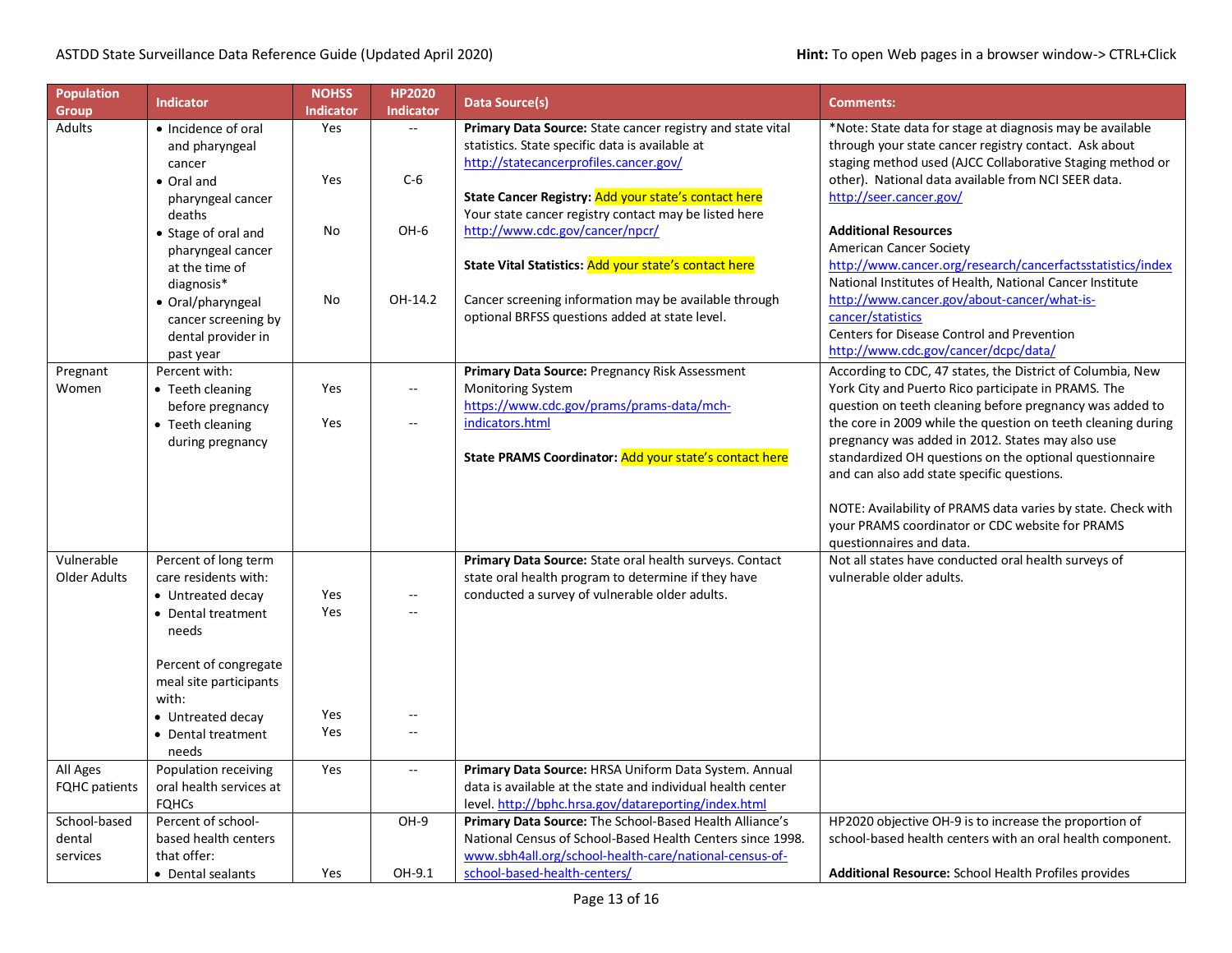| Population Group | Indicator | NOHSS Indicator | HP2020 Indicator | Data Source(s) | Comments: |
|---|---|---|---|---|---|
| Adults | • Incidence of oral and pharyngeal cancer<br>• Oral and pharyngeal cancer deaths<br>• Stage of oral and pharyngeal cancer at the time of diagnosis*<br>• Oral/pharyngeal cancer screening by dental provider in past year | Yes<br><br>Yes<br><br>No<br><br>No | --<br><br>C-6<br><br>OH-6<br><br>OH-14.2 | **Primary Data Source:** State cancer registry and state vital statistics. State specific data is available at http://statecancerprofiles.cancer.gov/<br><br>**State Cancer Registry:** Add your state's contact here<br>Your state cancer registry contact may be listed here http://www.cdc.gov/cancer/npcr/<br><br>**State Vital Statistics:** Add your state's contact here<br><br>Cancer screening information may be available through optional BRFSS questions added at state level. | *Note: State data for stage at diagnosis may be available through your state cancer registry contact. Ask about staging method used (AJCC Collaborative Staging method or other). National data available from NCI SEER data. http://seer.cancer.gov/<br><br>**Additional Resources**<br>American Cancer Society http://www.cancer.org/research/cancerfactsstatistics/index<br>National Institutes of Health, National Cancer Institute http://www.cancer.gov/about-cancer/what-is-cancer/statistics<br>Centers for Disease Control and Prevention http://www.cdc.gov/cancer/dcpc/data/ |
| Pregnant Women | Percent with:<br>• Teeth cleaning before pregnancy<br>• Teeth cleaning during pregnancy | <br>Yes<br><br>Yes | <br>--<br><br>-- | **Primary Data Source:** Pregnancy Risk Assessment Monitoring System https://www.cdc.gov/prams/prams-data/mch-indicators.html<br><br>**State PRAMS Coordinator:** Add your state's contact here | According to CDC, 47 states, the District of Columbia, New York City and Puerto Rico participate in PRAMS. The question on teeth cleaning before pregnancy was added to the core in 2009 while the question on teeth cleaning during pregnancy was added in 2012. States may also use standardized OH questions on the optional questionnaire and can also add state specific questions.<br><br>NOTE: Availability of PRAMS data varies by state. Check with your PRAMS coordinator or CDC website for PRAMS questionnaires and data. |
| Vulnerable Older Adults | Percent of long term care residents with:<br>• Untreated decay<br>• Dental treatment needs<br><br>Percent of congregate meal site participants with:<br>• Untreated decay<br>• Dental treatment needs | <br>Yes<br>Yes<br><br><br>Yes<br>Yes | <br>--<br>--<br><br><br>--<br>-- | **Primary Data Source:** State oral health surveys. Contact state oral health program to determine if they have conducted a survey of vulnerable older adults. | Not all states have conducted oral health surveys of vulnerable older adults. |
| All Ages FQHC patients | Population receiving oral health services at FQHCs | Yes | -- | **Primary Data Source:** HRSA Uniform Data System. Annual data is available at the state and individual health center level. http://bphc.hrsa.gov/datareporting/index.html | |
| School-based dental services | Percent of school-based health centers that offer:<br>• Dental sealants | <br><br>Yes | OH-9<br><br>OH-9.1 | **Primary Data Source:** The School-Based Health Alliance's National Census of School-Based Health Centers since 1998. www.sbh4all.org/school-health-care/national-census-of-school-based-health-centers/ | HP2020 objective OH-9 is to increase the proportion of school-based health centers with an oral health component.<br><br>**Additional Resource:** School Health Profiles provides |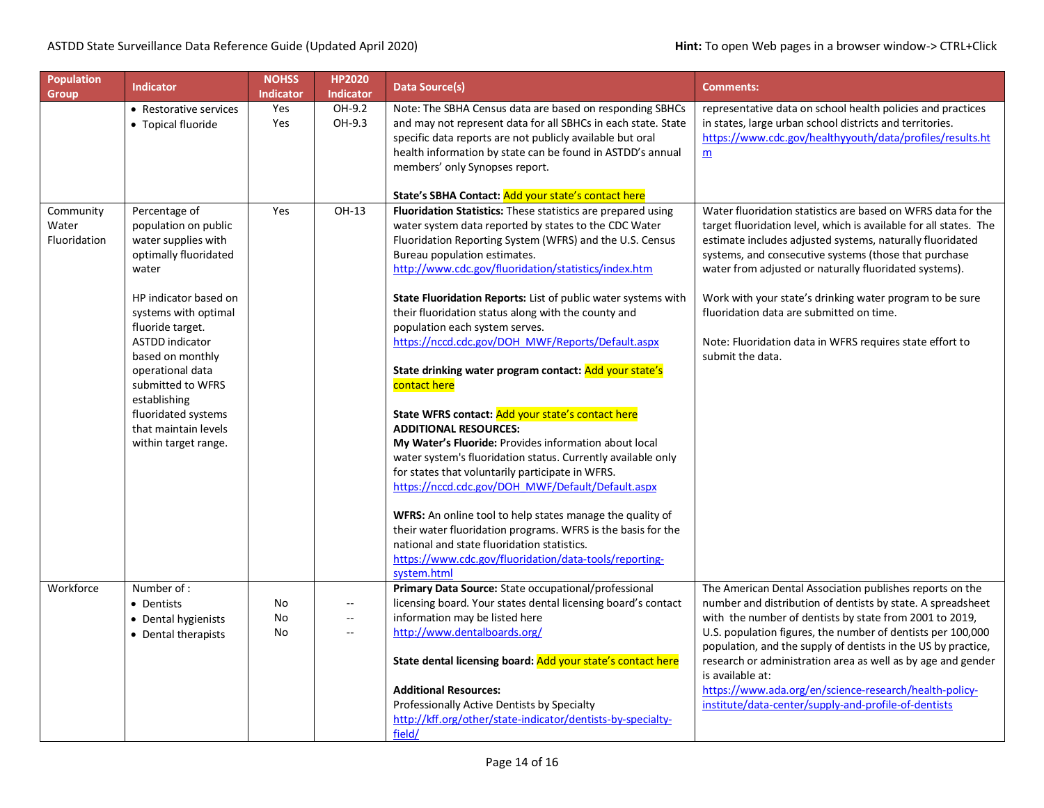| Population Group | Indicator | NOHSS Indicator | HP2020 Indicator | Data Source(s) | Comments: |
| --- | --- | --- | --- | --- | --- |
| | • Restorative services<br>• Topical fluoride | Yes<br>Yes | OH-9.2<br>OH-9.3 | Note: The SBHA Census data are based on responding SBHCs and may not represent data for all SBHCs in each state. State specific data reports are not publicly available but oral health information by state can be found in ASTDD's annual members' only Synopses report.<br><br>**State's SBHA Contact:** Add your state's contact here | representative data on school health policies and practices in states, large urban school districts and territories.<br>https://www.cdc.gov/healthyyouth/data/profiles/results.htm |
| Community Water Fluoridation | Percentage of population on public water supplies with optimally fluoridated water<br><br>HP indicator based on systems with optimal fluoride target. ASTDD indicator based on monthly operational data submitted to WFRS establishing fluoridated systems that maintain levels within target range. | Yes | OH-13 | **Fluoridation Statistics:** These statistics are prepared using water system data reported by states to the CDC Water Fluoridation Reporting System (WFRS) and the U.S. Census Bureau population estimates.<br>http://www.cdc.gov/fluoridation/statistics/index.htm<br><br>**State Fluoridation Reports:** List of public water systems with their fluoridation status along with the county and population each system serves.<br>https://nccd.cdc.gov/DOH_MWF/Reports/Default.aspx<br><br>**State drinking water program contact:** Add your state's contact here<br><br>**State WFRS contact:** Add your state's contact here<br>**ADDITIONAL RESOURCES:**<br>**My Water's Fluoride:** Provides information about local water system's fluoridation status. Currently available only for states that voluntarily participate in WFRS.<br>https://nccd.cdc.gov/DOH_MWF/Default/Default.aspx<br><br>**WFRS:** An online tool to help states manage the quality of their water fluoridation programs. WFRS is the basis for the national and state fluoridation statistics.<br>https://www.cdc.gov/fluoridation/data-tools/reporting-system.html | Water fluoridation statistics are based on WFRS data for the target fluoridation level, which is available for all states. The estimate includes adjusted systems, naturally fluoridated systems, and consecutive systems (those that purchase water from adjusted or naturally fluoridated systems).<br><br>Work with your state's drinking water program to be sure fluoridation data are submitted on time.<br><br>Note: Fluoridation data in WFRS requires state effort to submit the data. |
| Workforce | Number of :<br>• Dentists<br>• Dental hygienists<br>• Dental therapists | <br>No<br>No<br>No | <br>--<br>--<br>-- | **Primary Data Source:** State occupational/professional licensing board. Your states dental licensing board's contact information may be listed here<br>http://www.dentalboards.org/<br><br>**State dental licensing board:** Add your state's contact here<br><br>**Additional Resources:**<br>Professionally Active Dentists by Specialty<br>http://kff.org/other/state-indicator/dentists-by-specialty-field/ | The American Dental Association publishes reports on the number and distribution of dentists by state. A spreadsheet with the number of dentists by state from 2001 to 2019, U.S. population figures, the number of dentists per 100,000 population, and the supply of dentists in the US by practice, research or administration area as well as by age and gender is available at:<br>https://www.ada.org/en/science-research/health-policy-institute/data-center/supply-and-profile-of-dentists |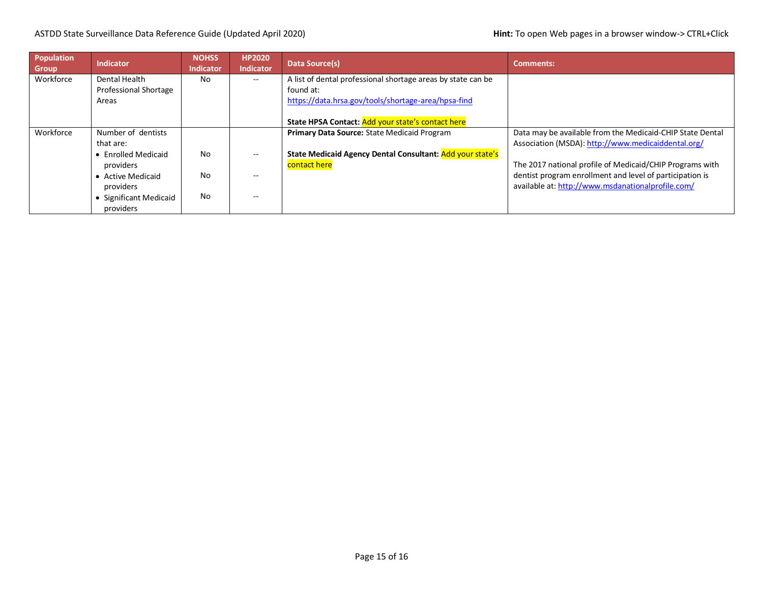| Population Group | Indicator | NOHSS Indicator | HP2020 Indicator | Data Source(s) | Comments: |
|---|---|---|---|---|---|
| Workforce | Dental Health Professional Shortage Areas | No | -- | A list of dental professional shortage areas by state can be found at: https://data.hrsa.gov/tools/shortage-area/hpsa-find<br><br>**State HPSA Contact:** Add your state's contact here | |
| Workforce | Number of dentists that are:<br>• Enrolled Medicaid providers<br>• Active Medicaid providers<br>• Significant Medicaid providers | <br>No<br>No<br>No | <br>--<br>--<br>-- | **Primary Data Source:** State Medicaid Program<br><br>**State Medicaid Agency Dental Consultant:** Add your state's contact here | Data may be available from the Medicaid-CHIP State Dental Association (MSDA): http://www.medicaiddental.org/<br><br>The 2017 national profile of Medicaid/CHIP Programs with dentist program enrollment and level of participation is available at: http://www.msdanationalprofile.com/ |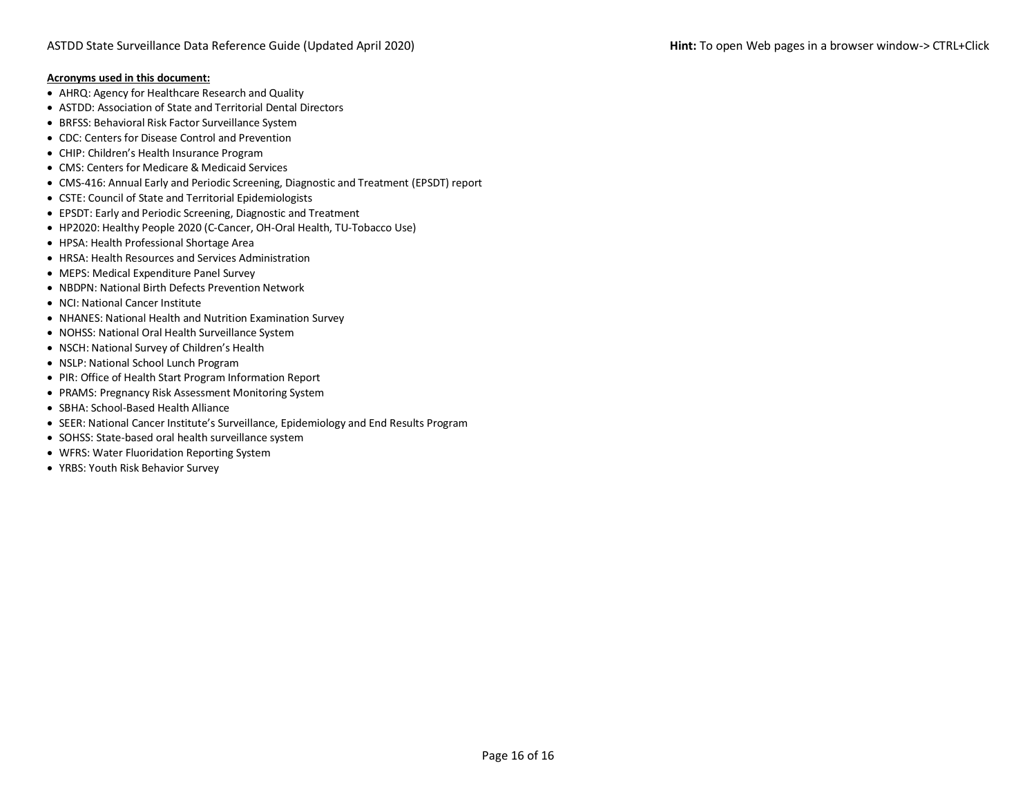**<u>Acronyms used in this document:</u>**

- AHRQ: Agency for Healthcare Research and Quality
- ASTDD: Association of State and Territorial Dental Directors
- BRFSS: Behavioral Risk Factor Surveillance System
- CDC: Centers for Disease Control and Prevention
- CHIP: Children's Health Insurance Program
- CMS: Centers for Medicare & Medicaid Services
- CMS-416: Annual Early and Periodic Screening, Diagnostic and Treatment (EPSDT) report
- CSTE: Council of State and Territorial Epidemiologists
- EPSDT: Early and Periodic Screening, Diagnostic and Treatment
- HP2020: Healthy People 2020 (C-Cancer, OH-Oral Health, TU-Tobacco Use)
- HPSA: Health Professional Shortage Area
- HRSA: Health Resources and Services Administration
- MEPS: Medical Expenditure Panel Survey
- NBDPN: National Birth Defects Prevention Network
- NCI: National Cancer Institute
- NHANES: National Health and Nutrition Examination Survey
- NOHSS: National Oral Health Surveillance System
- NSCH: National Survey of Children's Health
- NSLP: National School Lunch Program
- PIR: Office of Health Start Program Information Report
- PRAMS: Pregnancy Risk Assessment Monitoring System
- SBHA: School-Based Health Alliance
- SEER: National Cancer Institute's Surveillance, Epidemiology and End Results Program
- SOHSS: State-based oral health surveillance system
- WFRS: Water Fluoridation Reporting System
- YRBS: Youth Risk Behavior Survey